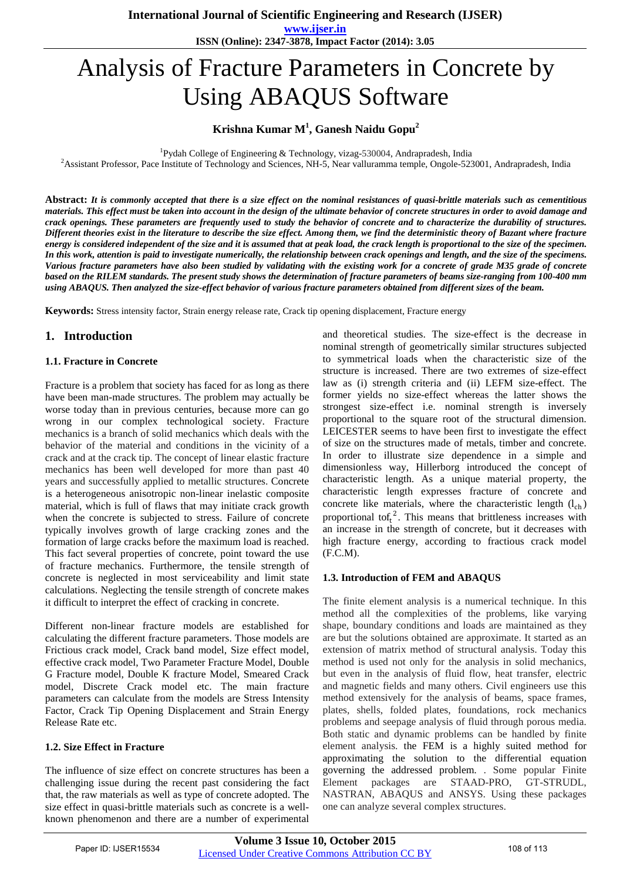# Analysis of Fracture Parameters in Concrete by Using ABAQUS Software

**Krishna Kumar M[1], Ganesh Naidu Gopu[2]**

[1]Pydah College of Engineering & Technology, vizag-530004, Andrapradesh, India
[2]Assistant Professor, Pace Institute of Technology and Sciences, NH-5, Near valluramma temple, Ongole-523001, Andrapradesh, India

**Abstract:** ***It is commonly accepted that there is a size effect on the nominal resistances of quasi-brittle materials such as cementitious materials. This effect must be taken into account in the design of the ultimate behavior of concrete structures in order to avoid damage and crack openings. These parameters are frequently used to study the behavior of concrete and to characterize the durability of structures. Different theories exist in the literature to describe the size effect. Among them, we find the deterministic theory of Bazant where fracture energy is considered independent of the size and it is assumed that at peak load, the crack length is proportional to the size of the specimen. In this work, attention is paid to investigate numerically, the relationship between crack openings and length, and the size of the specimens. Various fracture parameters have also been studied by validating with the existing work for a concrete of grade M35 grade of concrete based on the RILEM standards. The present study shows the determination of fracture parameters of beams size-ranging from 100-400 mm using ABAQUS. Then analyzed the size-effect behavior of various fracture parameters obtained from different sizes of the beam.***

**Keywords:** Stress intensity factor, Strain energy release rate, Crack tip opening displacement, Fracture energy

## 1. Introduction

### 1.1. Fracture in Concrete

Fracture is a problem that society has faced for as long as there have been man-made structures. The problem may actually be worse today than in previous centuries, because more can go wrong in our complex technological society. Fracture mechanics is a branch of solid mechanics which deals with the behavior of the material and conditions in the vicinity of a crack and at the crack tip. The concept of linear elastic fracture mechanics has been well developed for more than past 40 years and successfully applied to metallic structures. Concrete is a heterogeneous anisotropic non-linear inelastic composite material, which is full of flaws that may initiate crack growth when the concrete is subjected to stress. Failure of concrete typically involves growth of large cracking zones and the formation of large cracks before the maximum load is reached. This fact several properties of concrete, point toward the use of fracture mechanics. Furthermore, the tensile strength of concrete is neglected in most serviceability and limit state calculations. Neglecting the tensile strength of concrete makes it difficult to interpret the effect of cracking in concrete.

Different non-linear fracture models are established for calculating the different fracture parameters. Those models are Frictious crack model, Crack band model, Size effect model, effective crack model, Two Parameter Fracture Model, Double G Fracture model, Double K fracture Model, Smeared Crack model, Discrete Crack model etc. The main fracture parameters can calculate from the models are Stress Intensity Factor, Crack Tip Opening Displacement and Strain Energy Release Rate etc.

### 1.2. Size Effect in Fracture

The influence of size effect on concrete structures has been a challenging issue during the recent past considering the fact that, the raw materials as well as type of concrete adopted. The size effect in quasi-brittle materials such as concrete is a well-known phenomenon and there are a number of experimental and theoretical studies. The size-effect is the decrease in nominal strength of geometrically similar structures subjected to symmetrical loads when the characteristic size of the structure is increased. There are two extremes of size-effect law as (i) strength criteria and (ii) LEFM size-effect. The former yields no size-effect whereas the latter shows the strongest size-effect i.e. nominal strength is inversely proportional to the square root of the structural dimension. LEICESTER seems to have been first to investigate the effect of size on the structures made of metals, timber and concrete. In order to illustrate size dependence in a simple and dimensionless way, Hillerborg introduced the concept of characteristic length. As a unique material property, the characteristic length expresses fracture of concrete and concrete like materials, where the characteristic length ($l_{ch}$) proportional to$f_t^2$. This means that brittleness increases with an increase in the strength of concrete, but it decreases with high fracture energy, according to fractious crack model (F.C.M).

### 1.3. Introduction of FEM and ABAQUS

The finite element analysis is a numerical technique. In this method all the complexities of the problems, like varying shape, boundary conditions and loads are maintained as they are but the solutions obtained are approximate. It started as an extension of matrix method of structural analysis. Today this method is used not only for the analysis in solid mechanics, but even in the analysis of fluid flow, heat transfer, electric and magnetic fields and many others. Civil engineers use this method extensively for the analysis of beams, space frames, plates, shells, folded plates, foundations, rock mechanics problems and seepage analysis of fluid through porous media. Both static and dynamic problems can be handled by finite element analysis. the FEM is a highly suited method for approximating the solution to the differential equation governing the addressed problem. . Some popular Finite Element packages are STAAD-PRO, GT-STRUDL, NASTRAN, ABAQUS and ANSYS. Using these packages one can analyze several complex structures.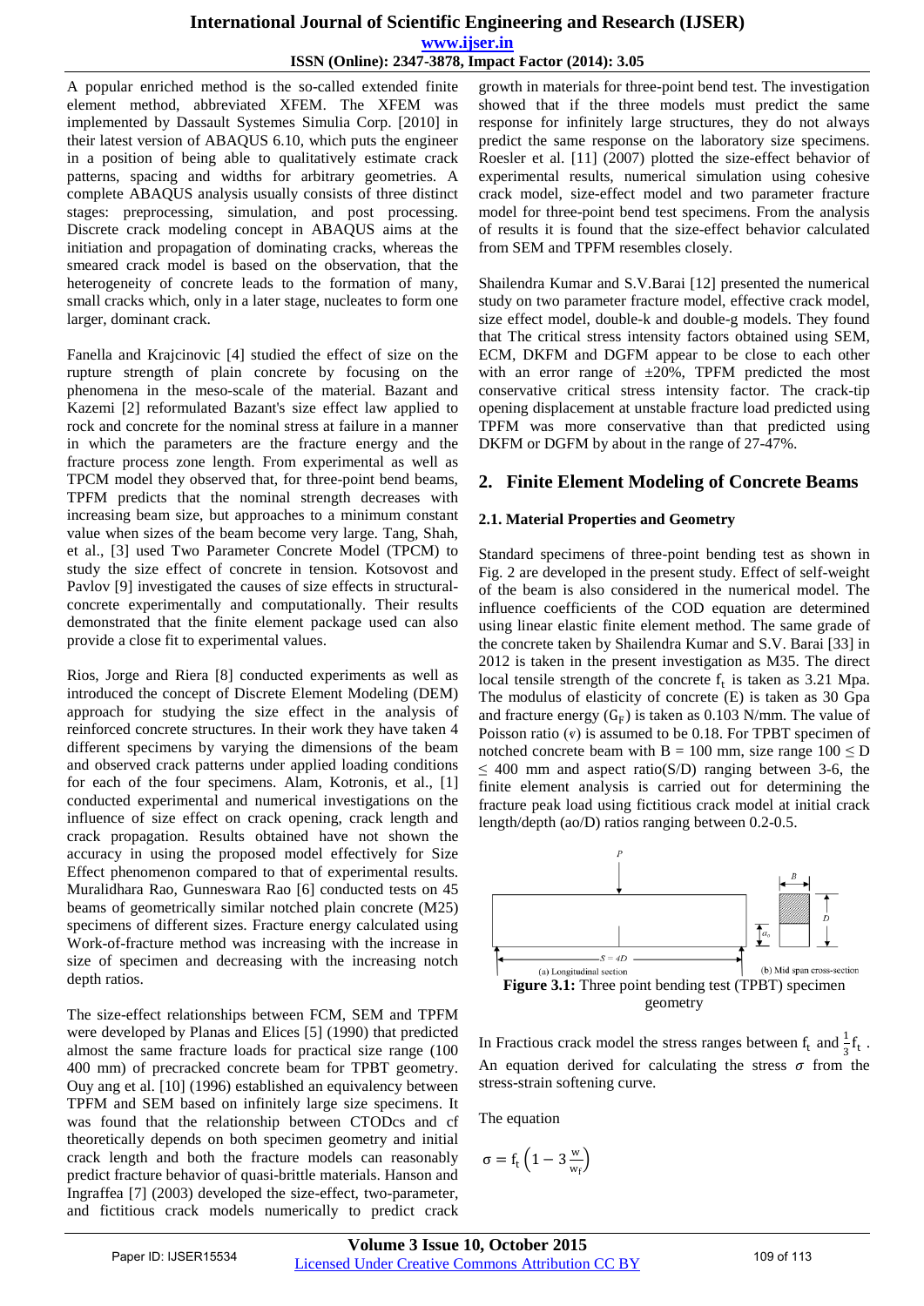A popular enriched method is the so-called extended finite element method, abbreviated XFEM. The XFEM was implemented by Dassault Systemes Simulia Corp. [2010] in their latest version of ABAQUS 6.10, which puts the engineer in a position of being able to qualitatively estimate crack patterns, spacing and widths for arbitrary geometries. A complete ABAQUS analysis usually consists of three distinct stages: preprocessing, simulation, and post processing. Discrete crack modeling concept in ABAQUS aims at the initiation and propagation of dominating cracks, whereas the smeared crack model is based on the observation, that the heterogeneity of concrete leads to the formation of many, small cracks which, only in a later stage, nucleates to form one larger, dominant crack.

Fanella and Krajcinovic [4] studied the effect of size on the rupture strength of plain concrete by focusing on the phenomena in the meso-scale of the material. Bazant and Kazemi [2] reformulated Bazant's size effect law applied to rock and concrete for the nominal stress at failure in a manner in which the parameters are the fracture energy and the fracture process zone length. From experimental as well as TPCM model they observed that, for three-point bend beams, TPFM predicts that the nominal strength decreases with increasing beam size, but approaches to a minimum constant value when sizes of the beam become very large. Tang, Shah, et al., [3] used Two Parameter Concrete Model (TPCM) to study the size effect of concrete in tension. Kotsovost and Pavlov [9] investigated the causes of size effects in structural-concrete experimentally and computationally. Their results demonstrated that the finite element package used can also provide a close fit to experimental values.

Rios, Jorge and Riera [8] conducted experiments as well as introduced the concept of Discrete Element Modeling (DEM) approach for studying the size effect in the analysis of reinforced concrete structures. In their work they have taken 4 different specimens by varying the dimensions of the beam and observed crack patterns under applied loading conditions for each of the four specimens. Alam, Kotronis, et al., [1] conducted experimental and numerical investigations on the influence of size effect on crack opening, crack length and crack propagation. Results obtained have not shown the accuracy in using the proposed model effectively for Size Effect phenomenon compared to that of experimental results. Muralidhara Rao, Gunneswara Rao [6] conducted tests on 45 beams of geometrically similar notched plain concrete (M25) specimens of different sizes. Fracture energy calculated using Work-of-fracture method was increasing with the increase in size of specimen and decreasing with the increasing notch depth ratios.

The size-effect relationships between FCM, SEM and TPFM were developed by Planas and Elices [5] (1990) that predicted almost the same fracture loads for practical size range (100 400 mm) of precracked concrete beam for TPBT geometry. Ouy ang et al. [10] (1996) established an equivalency between TPFM and SEM based on infinitely large size specimens. It was found that the relationship between CTODcs and cf theoretically depends on both specimen geometry and initial crack length and both the fracture models can reasonably predict fracture behavior of quasi-brittle materials. Hanson and Ingraffea [7] (2003) developed the size-effect, two-parameter, and fictitious crack models numerically to predict crack growth in materials for three-point bend test. The investigation showed that if the three models must predict the same response for infinitely large structures, they do not always predict the same response on the laboratory size specimens. Roesler et al. [11] (2007) plotted the size-effect behavior of experimental results, numerical simulation using cohesive crack model, size-effect model and two parameter fracture model for three-point bend test specimens. From the analysis of results it is found that the size-effect behavior calculated from SEM and TPFM resembles closely.

Shailendra Kumar and S.V.Barai [12] presented the numerical study on two parameter fracture model, effective crack model, size effect model, double-k and double-g models. They found that The critical stress intensity factors obtained using SEM, ECM, DKFM and DGFM appear to be close to each other with an error range of ±20%, TPFM predicted the most conservative critical stress intensity factor. The crack-tip opening displacement at unstable fracture load predicted using TPFM was more conservative than that predicted using DKFM or DGFM by about in the range of 27-47%.

## 2. Finite Element Modeling of Concrete Beams

### 2.1. Material Properties and Geometry

Standard specimens of three-point bending test as shown in Fig. 2 are developed in the present study. Effect of self-weight of the beam is also considered in the numerical model. The influence coefficients of the COD equation are determined using linear elastic finite element method. The same grade of the concrete taken by Shailendra Kumar and S.V. Barai [33] in 2012 is taken in the present investigation as M35. The direct local tensile strength of the concrete $f_t$ is taken as 3.21 Mpa. The modulus of elasticity of concrete (E) is taken as 30 Gpa and fracture energy ($G_F$) is taken as 0.103 N/mm. The value of Poisson ratio ($v$) is assumed to be 0.18. For TPBT specimen of notched concrete beam with B = 100 mm, size range $100 \leq D \leq 400$ mm and aspect ratio(S/D) ranging between 3-6, the finite element analysis is carried out for determining the fracture peak load using fictitious crack model at initial crack length/depth (ao/D) ratios ranging between 0.2-0.5.

**Figure 3.1:** Three point bending test (TPBT) specimen geometry

In Fractious crack model the stress ranges between $f_t$ and $\frac{1}{3}f_t$ . An equation derived for calculating the stress $\sigma$ from the stress-strain softening curve.

The equation

$$\sigma = f_t\left(1 - 3\frac{w}{w_f}\right)$$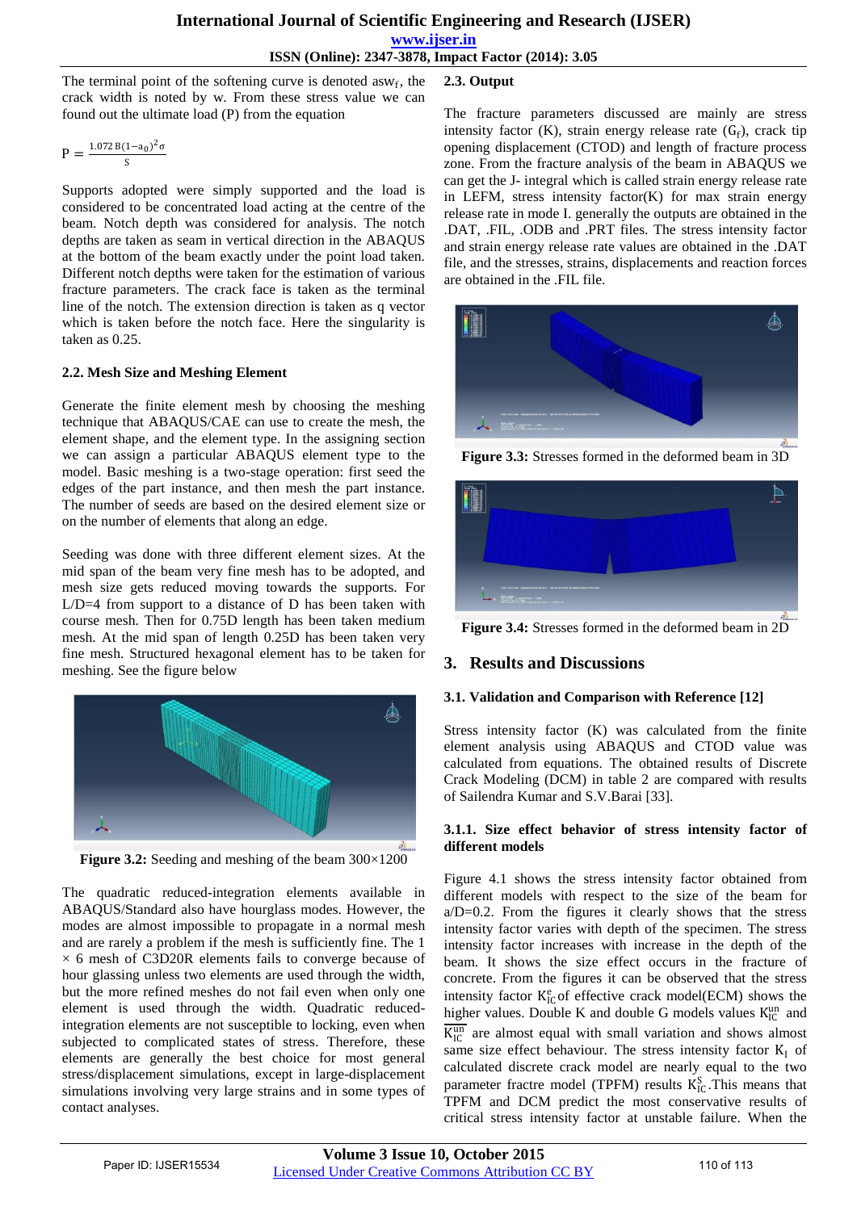The terminal point of the softening curve is denoted $asw_f$, the crack width is noted by w. From these stress value we can found out the ultimate load (P) from the equation

$$P = \frac{1.072\,B(1-a_0)^2\sigma}{S}$$

Supports adopted were simply supported and the load is considered to be concentrated load acting at the centre of the beam. Notch depth was considered for analysis. The notch depths are taken as seam in vertical direction in the ABAQUS at the bottom of the beam exactly under the point load taken. Different notch depths were taken for the estimation of various fracture parameters. The crack face is taken as the terminal line of the notch. The extension direction is taken as q vector which is taken before the notch face. Here the singularity is taken as 0.25.

### 2.2. Mesh Size and Meshing Element

Generate the finite element mesh by choosing the meshing technique that ABAQUS/CAE can use to create the mesh, the element shape, and the element type. In the assigning section we can assign a particular ABAQUS element type to the model. Basic meshing is a two-stage operation: first seed the edges of the part instance, and then mesh the part instance. The number of seeds are based on the desired element size or on the number of elements that along an edge.

Seeding was done with three different element sizes. At the mid span of the beam very fine mesh has to be adopted, and mesh size gets reduced moving towards the supports. For L/D=4 from support to a distance of D has been taken with course mesh. Then for 0.75D length has been taken medium mesh. At the mid span of length 0.25D has been taken very fine mesh. Structured hexagonal element has to be taken for meshing. See the figure below

**Figure 3.2:** Seeding and meshing of the beam 300×1200

The quadratic reduced-integration elements available in ABAQUS/Standard also have hourglass modes. However, the modes are almost impossible to propagate in a normal mesh and are rarely a problem if the mesh is sufficiently fine. The 1 × 6 mesh of C3D20R elements fails to converge because of hour glassing unless two elements are used through the width, but the more refined meshes do not fail even when only one element is used through the width. Quadratic reduced-integration elements are not susceptible to locking, even when subjected to complicated states of stress. Therefore, these elements are generally the best choice for most general stress/displacement simulations, except in large-displacement simulations involving very large strains and in some types of contact analyses.

### 2.3. Output

The fracture parameters discussed are mainly are stress intensity factor (K), strain energy release rate ($G_f$), crack tip opening displacement (CTOD) and length of fracture process zone. From the fracture analysis of the beam in ABAQUS we can get the J- integral which is called strain energy release rate in LEFM, stress intensity factor(K) for max strain energy release rate in mode I. generally the outputs are obtained in the .DAT, .FIL, .ODB and .PRT files. The stress intensity factor and strain energy release rate values are obtained in the .DAT file, and the stresses, strains, displacements and reaction forces are obtained in the .FIL file.

**Figure 3.3:** Stresses formed in the deformed beam in 3D

**Figure 3.4:** Stresses formed in the deformed beam in 2D

## 3. Results and Discussions

### 3.1. Validation and Comparison with Reference [12]

Stress intensity factor (K) was calculated from the finite element analysis using ABAQUS and CTOD value was calculated from equations. The obtained results of Discrete Crack Modeling (DCM) in table 2 are compared with results of Sailendra Kumar and S.V.Barai [33].

#### 3.1.1. Size effect behavior of stress intensity factor of different models

Figure 4.1 shows the stress intensity factor obtained from different models with respect to the size of the beam for a/D=0.2. From the figures it clearly shows that the stress intensity factor varies with depth of the specimen. The stress intensity factor increases with increase in the depth of the beam. It shows the size effect occurs in the fracture of concrete. From the figures it can be observed that the stress intensity factor $K_{IC}^{e}$ of effective crack model(ECM) shows the higher values. Double K and double G models values $K_{IC}^{un}$ and $\overline{K_{IC}^{un}}$ are almost equal with small variation and shows almost same size effect behaviour. The stress intensity factor $K_I$ of calculated discrete crack model are nearly equal to the two parameter fractre model (TPFM) results $K_{IC}^{S}$.This means that TPFM and DCM predict the most conservative results of critical stress intensity factor at unstable failure. When the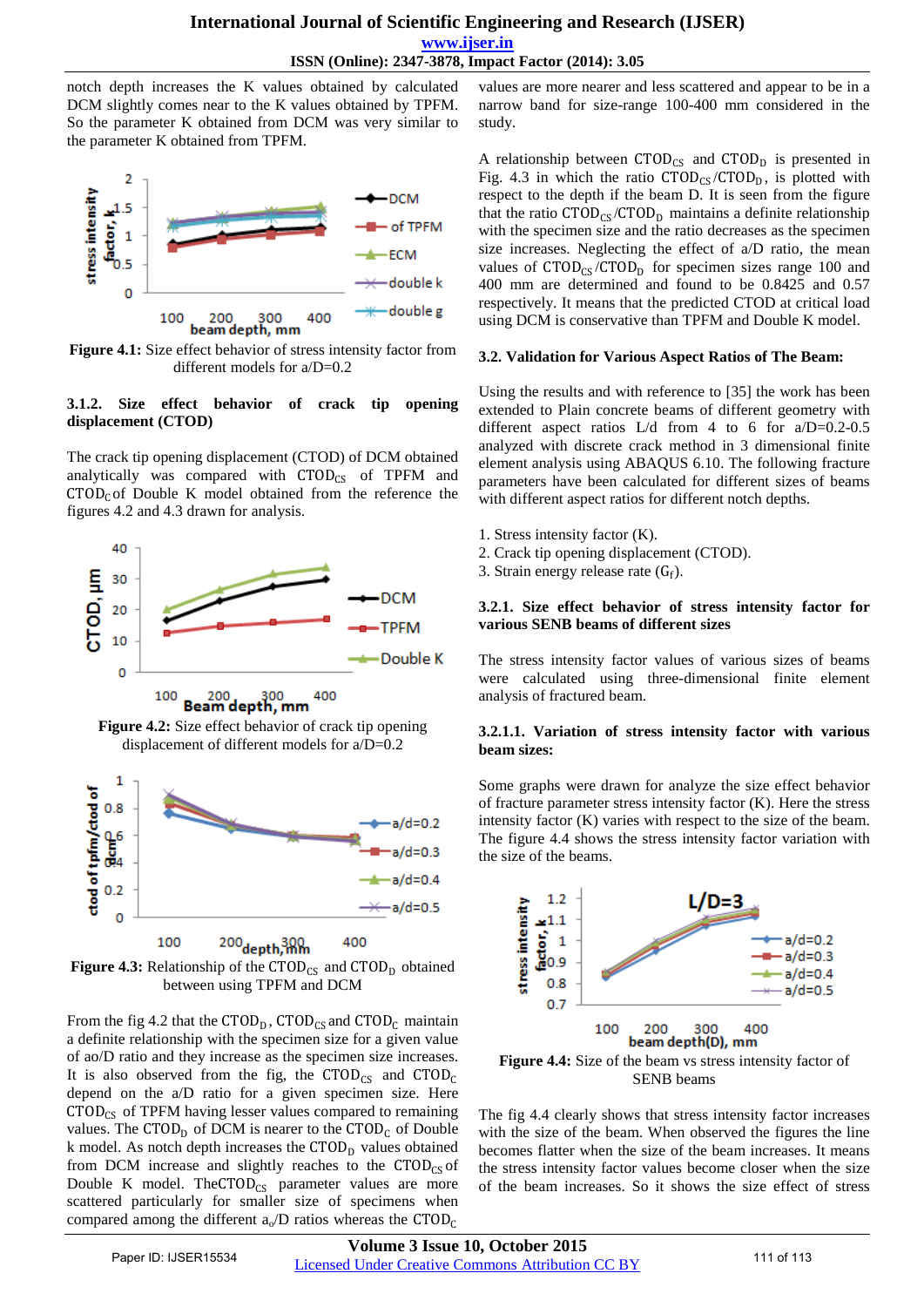notch depth increases the K values obtained by calculated DCM slightly comes near to the K values obtained by TPFM. So the parameter K obtained from DCM was very similar to the parameter K obtained from TPFM.

**Figure 4.1:** Size effect behavior of stress intensity factor from different models for a/D=0.2

#### 3.1.2. Size effect behavior of crack tip opening displacement (CTOD)

The crack tip opening displacement (CTOD) of DCM obtained analytically was compared with $CTOD_{CS}$ of TPFM and $CTOD_C$ of Double K model obtained from the reference the figures 4.2 and 4.3 drawn for analysis.

**Figure 4.2:** Size effect behavior of crack tip opening displacement of different models for a/D=0.2

**Figure 4.3:** Relationship of the $CTOD_{CS}$ and $CTOD_D$ obtained between using TPFM and DCM

From the fig 4.2 that the $CTOD_D$, $CTOD_{CS}$ and $CTOD_C$ maintain a definite relationship with the specimen size for a given value of ao/D ratio and they increase as the specimen size increases. It is also observed from the fig, the $CTOD_{CS}$ and $CTOD_C$ depend on the a/D ratio for a given specimen size. Here $CTOD_{CS}$ of TPFM having lesser values compared to remaining values. The $CTOD_D$ of DCM is nearer to the $CTOD_C$ of Double k model. As notch depth increases the $CTOD_D$ values obtained from DCM increase and slightly reaches to the $CTOD_{CS}$ of Double K model. The $CTOD_{CS}$ parameter values are more scattered particularly for smaller size of specimens when compared among the different $a_o$/D ratios whereas the $CTOD_C$ values are more nearer and less scattered and appear to be in a narrow band for size-range 100-400 mm considered in the study.

A relationship between $CTOD_{CS}$ and $CTOD_D$ is presented in Fig. 4.3 in which the ratio $CTOD_{CS}/CTOD_D$, is plotted with respect to the depth if the beam D. It is seen from the figure that the ratio $CTOD_{CS}/CTOD_D$ maintains a definite relationship with the specimen size and the ratio decreases as the specimen size increases. Neglecting the effect of a/D ratio, the mean values of $CTOD_{CS}/CTOD_D$ for specimen sizes range 100 and 400 mm are determined and found to be 0.8425 and 0.57 respectively. It means that the predicted CTOD at critical load using DCM is conservative than TPFM and Double K model.

### 3.2. Validation for Various Aspect Ratios of The Beam:

Using the results and with reference to [35] the work has been extended to Plain concrete beams of different geometry with different aspect ratios L/d from 4 to 6 for a/D=0.2-0.5 analyzed with discrete crack method in 3 dimensional finite element analysis using ABAQUS 6.10. The following fracture parameters have been calculated for different sizes of beams with different aspect ratios for different notch depths.

1. Stress intensity factor (K).
2. Crack tip opening displacement (CTOD).
3. Strain energy release rate ($G_f$).

#### 3.2.1. Size effect behavior of stress intensity factor for various SENB beams of different sizes

The stress intensity factor values of various sizes of beams were calculated using three-dimensional finite element analysis of fractured beam.

#### 3.2.1.1. Variation of stress intensity factor with various beam sizes:

Some graphs were drawn for analyze the size effect behavior of fracture parameter stress intensity factor (K). Here the stress intensity factor (K) varies with respect to the size of the beam. The figure 4.4 shows the stress intensity factor variation with the size of the beams.

**Figure 4.4:** Size of the beam vs stress intensity factor of SENB beams

The fig 4.4 clearly shows that stress intensity factor increases with the size of the beam. When observed the figures the line becomes flatter when the size of the beam increases. It means the stress intensity factor values become closer when the size of the beam increases. So it shows the size effect of stress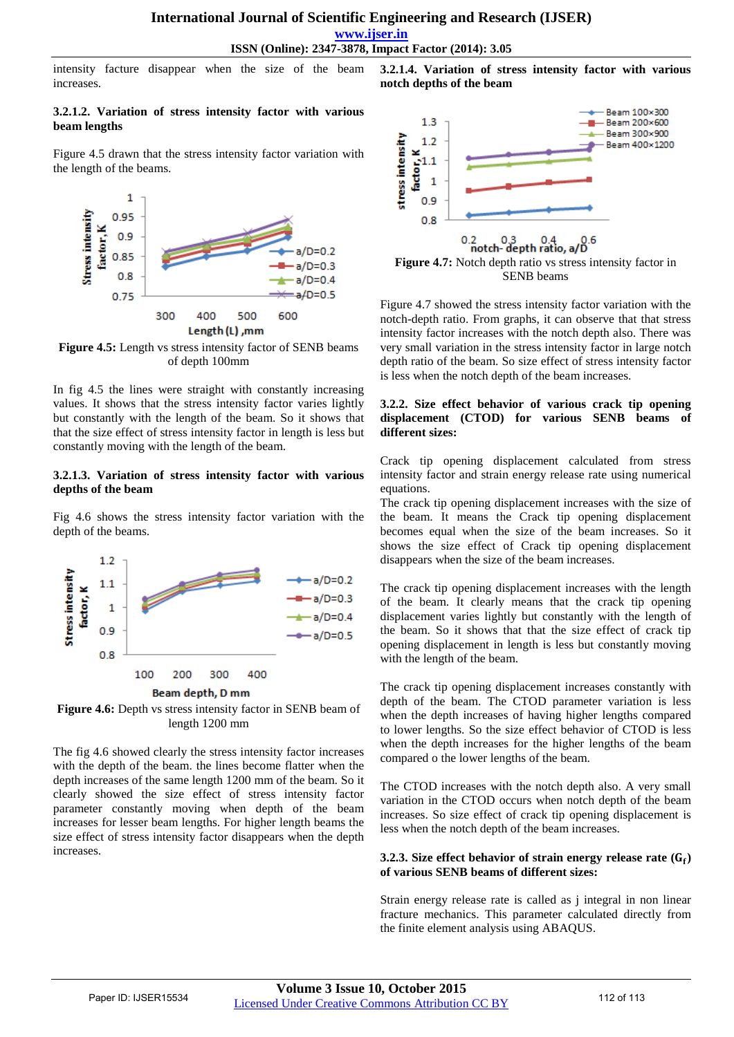intensity facture disappear when the size of the beam increases.

#### 3.2.1.2. Variation of stress intensity factor with various beam lengths

Figure 4.5 drawn that the stress intensity factor variation with the length of the beams.

**Figure 4.5:** Length vs stress intensity factor of SENB beams of depth 100mm

In fig 4.5 the lines were straight with constantly increasing values. It shows that the stress intensity factor varies lightly but constantly with the length of the beam. So it shows that that the size effect of stress intensity factor in length is less but constantly moving with the length of the beam.

#### 3.2.1.3. Variation of stress intensity factor with various depths of the beam

Fig 4.6 shows the stress intensity factor variation with the depth of the beams.

**Figure 4.6:** Depth vs stress intensity factor in SENB beam of length 1200 mm

The fig 4.6 showed clearly the stress intensity factor increases with the depth of the beam. the lines become flatter when the depth increases of the same length 1200 mm of the beam. So it clearly showed the size effect of stress intensity factor parameter constantly moving when depth of the beam increases for lesser beam lengths. For higher length beams the size effect of stress intensity factor disappears when the depth increases.

#### 3.2.1.4. Variation of stress intensity factor with various notch depths of the beam

**Figure 4.7:** Notch depth ratio vs stress intensity factor in SENB beams

Figure 4.7 showed the stress intensity factor variation with the notch-depth ratio. From graphs, it can observe that that stress intensity factor increases with the notch depth also. There was very small variation in the stress intensity factor in large notch depth ratio of the beam. So size effect of stress intensity factor is less when the notch depth of the beam increases.

### 3.2.2. Size effect behavior of various crack tip opening displacement (CTOD) for various SENB beams of different sizes:

Crack tip opening displacement calculated from stress intensity factor and strain energy release rate using numerical equations.

The crack tip opening displacement increases with the size of the beam. It means the Crack tip opening displacement becomes equal when the size of the beam increases. So it shows the size effect of Crack tip opening displacement disappears when the size of the beam increases.

The crack tip opening displacement increases with the length of the beam. It clearly means that the crack tip opening displacement varies lightly but constantly with the length of the beam. So it shows that that the size effect of crack tip opening displacement in length is less but constantly moving with the length of the beam.

The crack tip opening displacement increases constantly with depth of the beam. The CTOD parameter variation is less when the depth increases of having higher lengths compared to lower lengths. So the size effect behavior of CTOD is less when the depth increases for the higher lengths of the beam compared o the lower lengths of the beam.

The CTOD increases with the notch depth also. A very small variation in the CTOD occurs when notch depth of the beam increases. So size effect of crack tip opening displacement is less when the notch depth of the beam increases.

### 3.2.3. Size effect behavior of strain energy release rate ($G_f$) of various SENB beams of different sizes:

Strain energy release rate is called as j integral in non linear fracture mechanics. This parameter calculated directly from the finite element analysis using ABAQUS.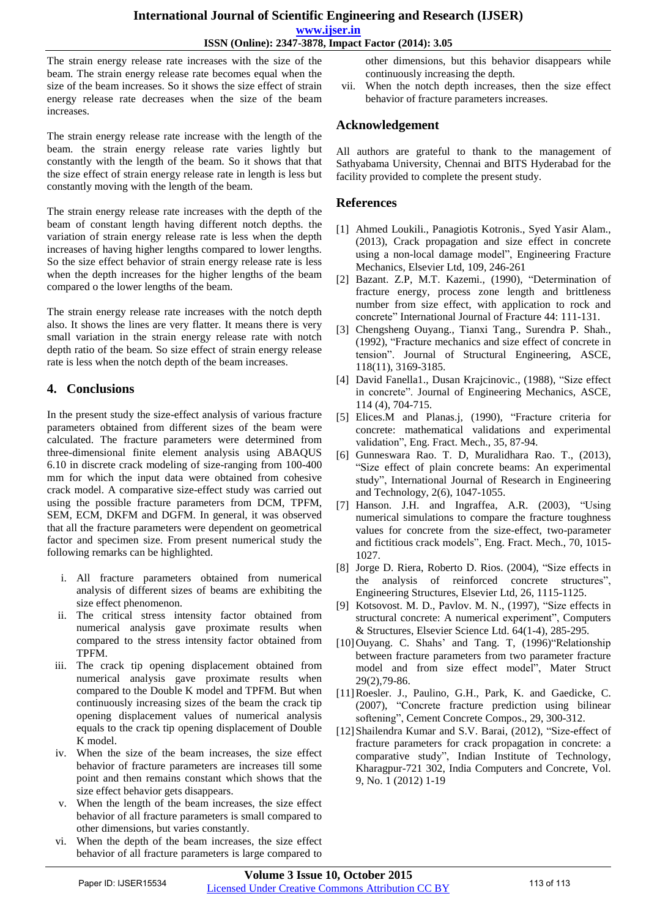The strain energy release rate increases with the size of the beam. The strain energy release rate becomes equal when the size of the beam increases. So it shows the size effect of strain energy release rate decreases when the size of the beam increases.

The strain energy release rate increase with the length of the beam. the strain energy release rate varies lightly but constantly with the length of the beam. So it shows that that the size effect of strain energy release rate in length is less but constantly moving with the length of the beam.

The strain energy release rate increases with the depth of the beam of constant length having different notch depths. the variation of strain energy release rate is less when the depth increases of having higher lengths compared to lower lengths. So the size effect behavior of strain energy release rate is less when the depth increases for the higher lengths of the beam compared o the lower lengths of the beam.

The strain energy release rate increases with the notch depth also. It shows the lines are very flatter. It means there is very small variation in the strain energy release rate with notch depth ratio of the beam. So size effect of strain energy release rate is less when the notch depth of the beam increases.

## 4. Conclusions

In the present study the size-effect analysis of various fracture parameters obtained from different sizes of the beam were calculated. The fracture parameters were determined from three-dimensional finite element analysis using ABAQUS 6.10 in discrete crack modeling of size-ranging from 100-400 mm for which the input data were obtained from cohesive crack model. A comparative size-effect study was carried out using the possible fracture parameters from DCM, TPFM, SEM, ECM, DKFM and DGFM. In general, it was observed that all the fracture parameters were dependent on geometrical factor and specimen size. From present numerical study the following remarks can be highlighted.

i. All fracture parameters obtained from numerical analysis of different sizes of beams are exhibiting the size effect phenomenon.
ii. The critical stress intensity factor obtained from numerical analysis gave proximate results when compared to the stress intensity factor obtained from TPFM.
iii. The crack tip opening displacement obtained from numerical analysis gave proximate results when compared to the Double K model and TPFM. But when continuously increasing sizes of the beam the crack tip opening displacement values of numerical analysis equals to the crack tip opening displacement of Double K model.
iv. When the size of the beam increases, the size effect behavior of fracture parameters are increases till some point and then remains constant which shows that the size effect behavior gets disappears.
v. When the length of the beam increases, the size effect behavior of all fracture parameters is small compared to other dimensions, but varies constantly.
vi. When the depth of the beam increases, the size effect behavior of all fracture parameters is large compared to other dimensions, but this behavior disappears while continuously increasing the depth.
vii. When the notch depth increases, then the size effect behavior of fracture parameters increases.

## Acknowledgement

All authors are grateful to thank to the management of Sathyabama University, Chennai and BITS Hyderabad for the facility provided to complete the present study.

## References

[1] Ahmed Loukili., Panagiotis Kotronis., Syed Yasir Alam., (2013), Crack propagation and size effect in concrete using a non-local damage model", Engineering Fracture Mechanics, Elsevier Ltd, 109, 246-261

[2] Bazant. Z.P, M.T. Kazemi., (1990), "Determination of fracture energy, process zone length and brittleness number from size effect, with application to rock and concrete" International Journal of Fracture 44: 111-131.

[3] Chengsheng Ouyang., Tianxi Tang., Surendra P. Shah., (1992), "Fracture mechanics and size effect of concrete in tension". Journal of Structural Engineering, ASCE, 118(11), 3169-3185.

[4] David Fanella1., Dusan Krajcinovic., (1988), "Size effect in concrete". Journal of Engineering Mechanics, ASCE, 114 (4), 704-715.

[5] Elices.M and Planas.j, (1990), "Fracture criteria for concrete: mathematical validations and experimental validation", Eng. Fract. Mech., 35, 87-94.

[6] Gunneswara Rao. T. D, Muralidhara Rao. T., (2013), "Size effect of plain concrete beams: An experimental study", International Journal of Research in Engineering and Technology, 2(6), 1047-1055.

[7] Hanson. J.H. and Ingraffea, A.R. (2003), "Using numerical simulations to compare the fracture toughness values for concrete from the size-effect, two-parameter and fictitious crack models", Eng. Fract. Mech., 70, 1015-1027.

[8] Jorge D. Riera, Roberto D. Rios. (2004), "Size effects in the analysis of reinforced concrete structures", Engineering Structures, Elsevier Ltd, 26, 1115-1125.

[9] Kotsovost. M. D., Pavlov. M. N., (1997), "Size effects in structural concrete: A numerical experiment", Computers & Structures, Elsevier Science Ltd. 64(1-4), 285-295.

[10] Ouyang. C. Shahs' and Tang. T, (1996)"Relationship between fracture parameters from two parameter fracture model and from size effect model", Mater Struct 29(2),79-86.

[11] Roesler. J., Paulino, G.H., Park, K. and Gaedicke, C. (2007), "Concrete fracture prediction using bilinear softening", Cement Concrete Compos., 29, 300-312.

[12] Shailendra Kumar and S.V. Barai, (2012), "Size-effect of fracture parameters for crack propagation in concrete: a comparative study", Indian Institute of Technology, Kharagpur-721 302, India Computers and Concrete, Vol. 9, No. 1 (2012) 1-19